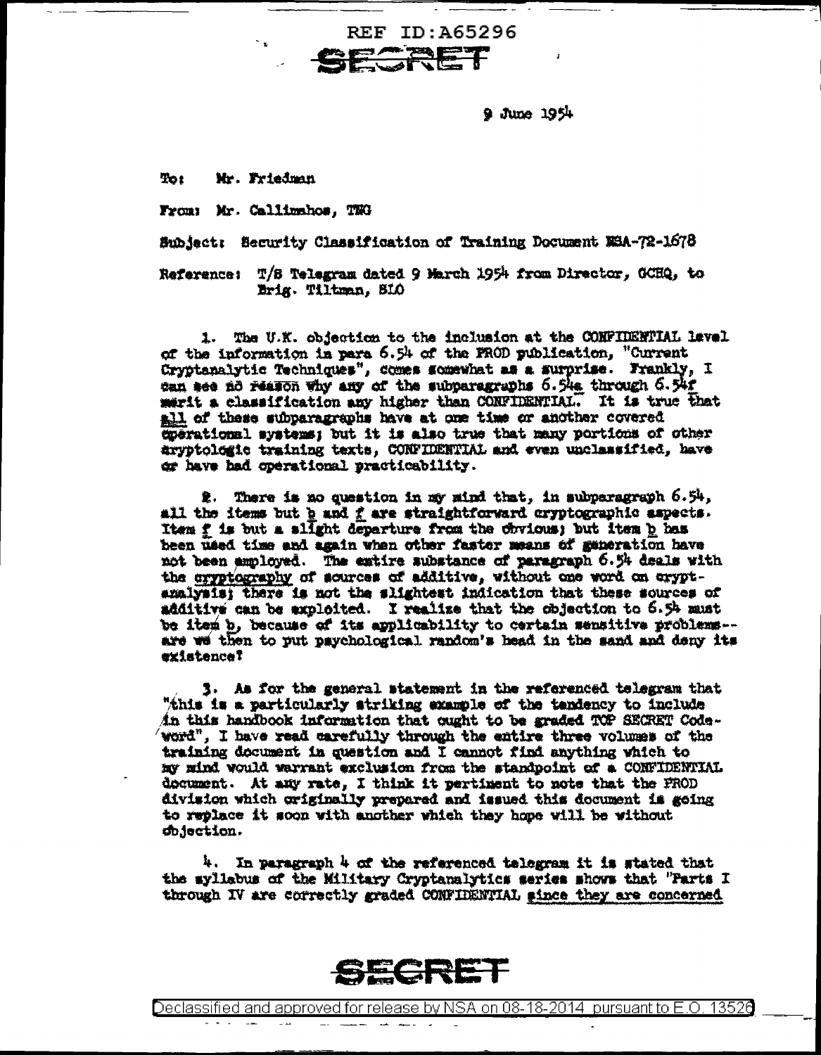REF ID:A65296

SECRET

9 June 1954

To: Mr. Friedman

From: Mr. Callimahos, TWG

Subject: Security Classification of Training Document NSA-72-1678

Reference: T/S Telegram dated 9 March 1954 from Director, GCHQ, to Brig. Tiltman, SLO

1. The U.K. objection to the inclusion at the CONFIDENTIAL level of the information in para 6.54 of the PROD publication, "Current Cryptanalytic Techniques", comes somewhat as a surprise. Frankly, I can see no reason why any of the subparagraphs 6.54a through 6.54f merit a classification any higher than CONFIDENTIAL. It is true that all of these subparagraphs have at one time or another covered operational systems; but it is also true that many portions of other cryptologic training texts, CONFIDENTIAL and even unclassified, have or have had operational practicability.

2. There is no question in my mind that, in subparagraph 6.54, all the items but b and f are straightforward cryptographic aspects. Item f is but a slight departure from the obvious; but item b has been used time and again when other faster means of generation have not been employed. The entire substance of paragraph 6.54 deals with the cryptography of sources of additive, without one word on cryptanalysis; there is not the slightest indication that these sources of additive can be exploited. I realize that the objection to 6.54 must be item b, because of its applicability to certain sensitive problems--are we then to put psychological random's head in the sand and deny its existence?

3. As for the general statement in the referenced telegram that "this is a particularly striking example of the tendency to include in this handbook information that ought to be graded TOP SECRET Codeword", I have read carefully through the entire three volumes of the training document in question and I cannot find anything which to my mind would warrant exclusion from the standpoint of a CONFIDENTIAL document. At any rate, I think it pertinent to note that the PROD division which originally prepared and issued this document is going to replace it soon with another which they hope will be without objection.

4. In paragraph 4 of the referenced telegram it is stated that the syllabus of the Military Cryptanalytics series shows that "Parts I through IV are correctly graded CONFIDENTIAL since they are concerned

SECRET

Declassified and approved for release by NSA on 08-18-2014 pursuant to E.O. 13526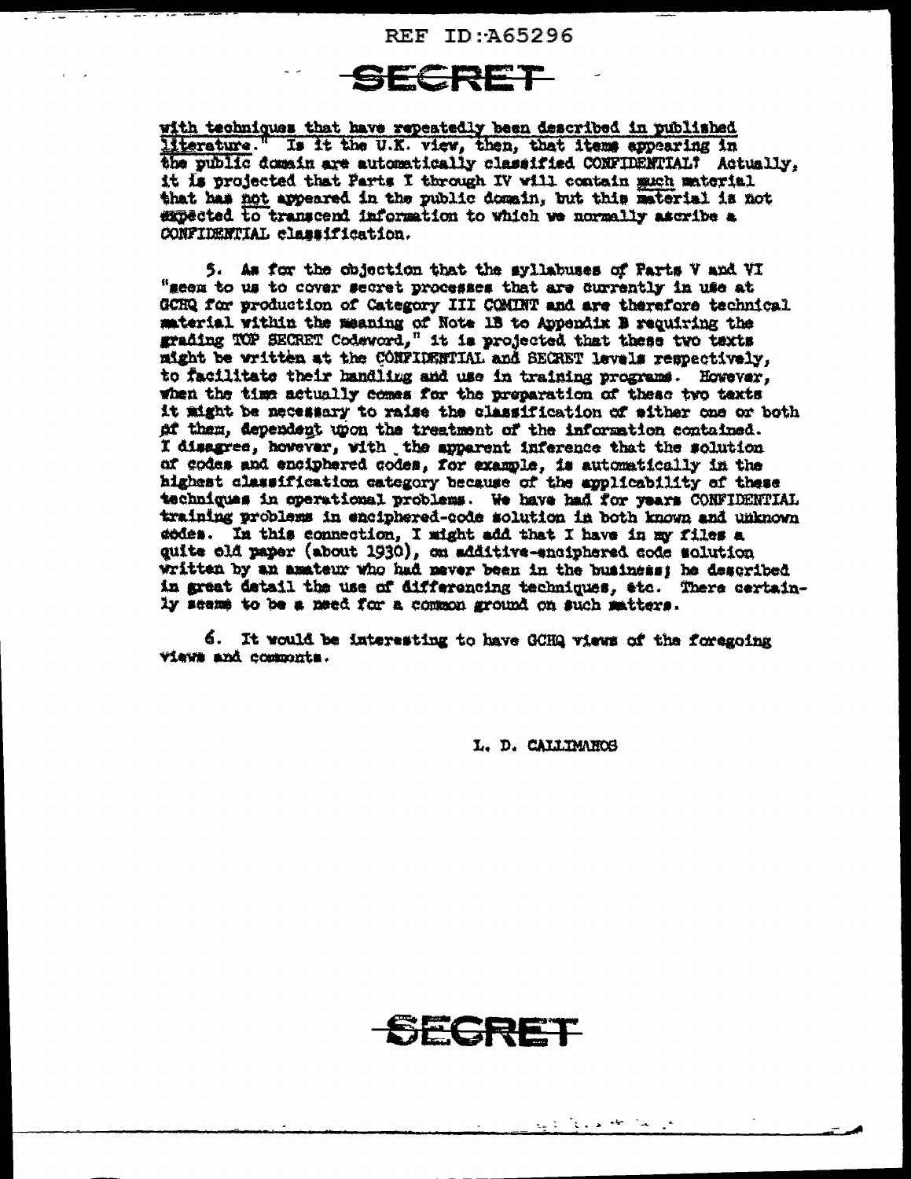with techniques that have repeatedly been described in published literature." Is it the U.K. view, then, that items appearing in the public domain are automatically classified CONFIDENTIAL? Actually, it is projected that Parts I through IV will contain much material that has not appeared in the public domain, but this material is not expected to transcend information to which we normally ascribe a CONFIDENTIAL classification.

5. As for the objection that the syllabuses of Parts V and VI "seem to us to cover secret processes that are currently in use at GCHQ for production of Category III COMINT and are therefore technical material within the meaning of Note 1B to Appendix B requiring the grading TOP SECRET Codeword," it is projected that these two texts might be written at the CONFIDENTIAL and SECRET levels respectively, to facilitate their handling and use in training programs. However, when the time actually comes for the preparation of these two texts it might be necessary to raise the classification of either one or both of them, dependent upon the treatment of the information contained. I disagree, however, with the apparent inference that the solution of codes and enciphered codes, for example, is automatically in the highest classification category because of the applicability of these techniques in operational problems. We have had for years CONFIDENTIAL training problems in enciphered-code solution in both known and unknown codes. In this connection, I might add that I have in my files a quite old paper (about 1930), on additive-enciphered code solution written by an amateur who had never been in the business; he described in great detail the use of differencing techniques, etc. There certainly seems to be a need for a common ground on such matters.

6. It would be interesting to have GCHQ views of the foregoing views and comments.

L. D. CALLIMAHOS